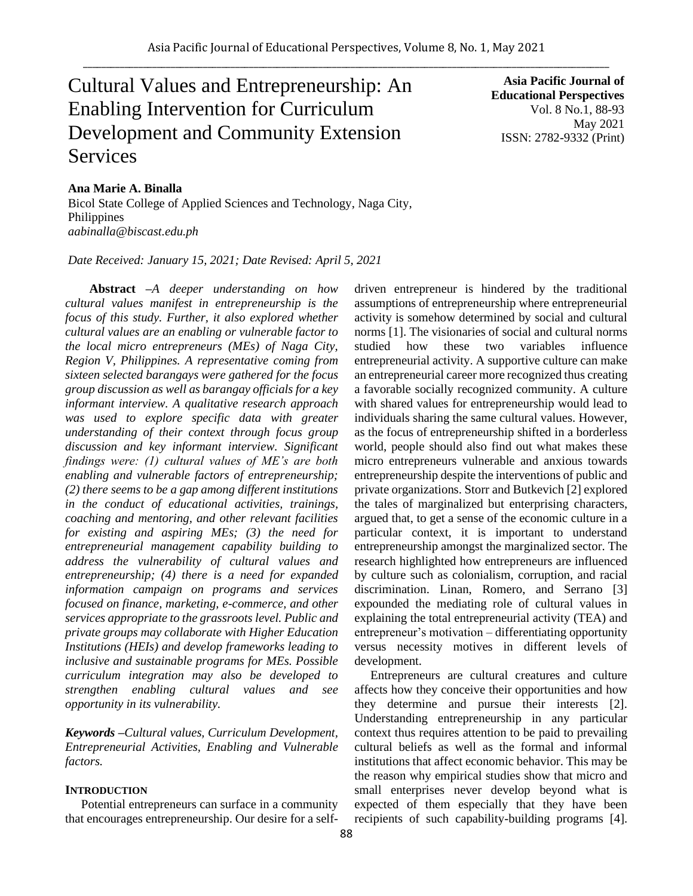# Cultural Values and Entrepreneurship: An Enabling Intervention for Curriculum Development and Community Extension Services

**Asia Pacific Journal of Educational Perspectives**
Vol. 8 No.1, 88-93
May 2021
ISSN: 2782-9332 (Print)

**Ana Marie A. Binalla**
Bicol State College of Applied Sciences and Technology, Naga City, Philippines
*aabinalla@biscast.edu.ph*

*Date Received: January 15, 2021; Date Revised: April 5, 2021*

**Abstract** *–A deeper understanding on how cultural values manifest in entrepreneurship is the focus of this study. Further, it also explored whether cultural values are an enabling or vulnerable factor to the local micro entrepreneurs (MEs) of Naga City, Region V, Philippines. A representative coming from sixteen selected barangays were gathered for the focus group discussion as well as barangay officials for a key informant interview. A qualitative research approach was used to explore specific data with greater understanding of their context through focus group discussion and key informant interview. Significant findings were: (1) cultural values of ME's are both enabling and vulnerable factors of entrepreneurship; (2) there seems to be a gap among different institutions in the conduct of educational activities, trainings, coaching and mentoring, and other relevant facilities for existing and aspiring MEs; (3) the need for entrepreneurial management capability building to address the vulnerability of cultural values and entrepreneurship; (4) there is a need for expanded information campaign on programs and services focused on finance, marketing, e-commerce, and other services appropriate to the grassroots level. Public and private groups may collaborate with Higher Education Institutions (HEIs) and develop frameworks leading to inclusive and sustainable programs for MEs. Possible curriculum integration may also be developed to strengthen enabling cultural values and see opportunity in its vulnerability.*

***Keywords*** *–Cultural values, Curriculum Development, Entrepreneurial Activities, Enabling and Vulnerable factors.*

## INTRODUCTION

Potential entrepreneurs can surface in a community that encourages entrepreneurship. Our desire for a self-driven entrepreneur is hindered by the traditional assumptions of entrepreneurship where entrepreneurial activity is somehow determined by social and cultural norms [1]. The visionaries of social and cultural norms studied how these two variables influence entrepreneurial activity. A supportive culture can make an entrepreneurial career more recognized thus creating a favorable socially recognized community. A culture with shared values for entrepreneurship would lead to individuals sharing the same cultural values. However, as the focus of entrepreneurship shifted in a borderless world, people should also find out what makes these micro entrepreneurs vulnerable and anxious towards entrepreneurship despite the interventions of public and private organizations. Storr and Butkevich [2] explored the tales of marginalized but enterprising characters, argued that, to get a sense of the economic culture in a particular context, it is important to understand entrepreneurship amongst the marginalized sector. The research highlighted how entrepreneurs are influenced by culture such as colonialism, corruption, and racial discrimination. Linan, Romero, and Serrano [3] expounded the mediating role of cultural values in explaining the total entrepreneurial activity (TEA) and entrepreneur's motivation – differentiating opportunity versus necessity motives in different levels of development.

Entrepreneurs are cultural creatures and culture affects how they conceive their opportunities and how they determine and pursue their interests [2]. Understanding entrepreneurship in any particular context thus requires attention to be paid to prevailing cultural beliefs as well as the formal and informal institutions that affect economic behavior. This may be the reason why empirical studies show that micro and small enterprises never develop beyond what is expected of them especially that they have been recipients of such capability-building programs [4].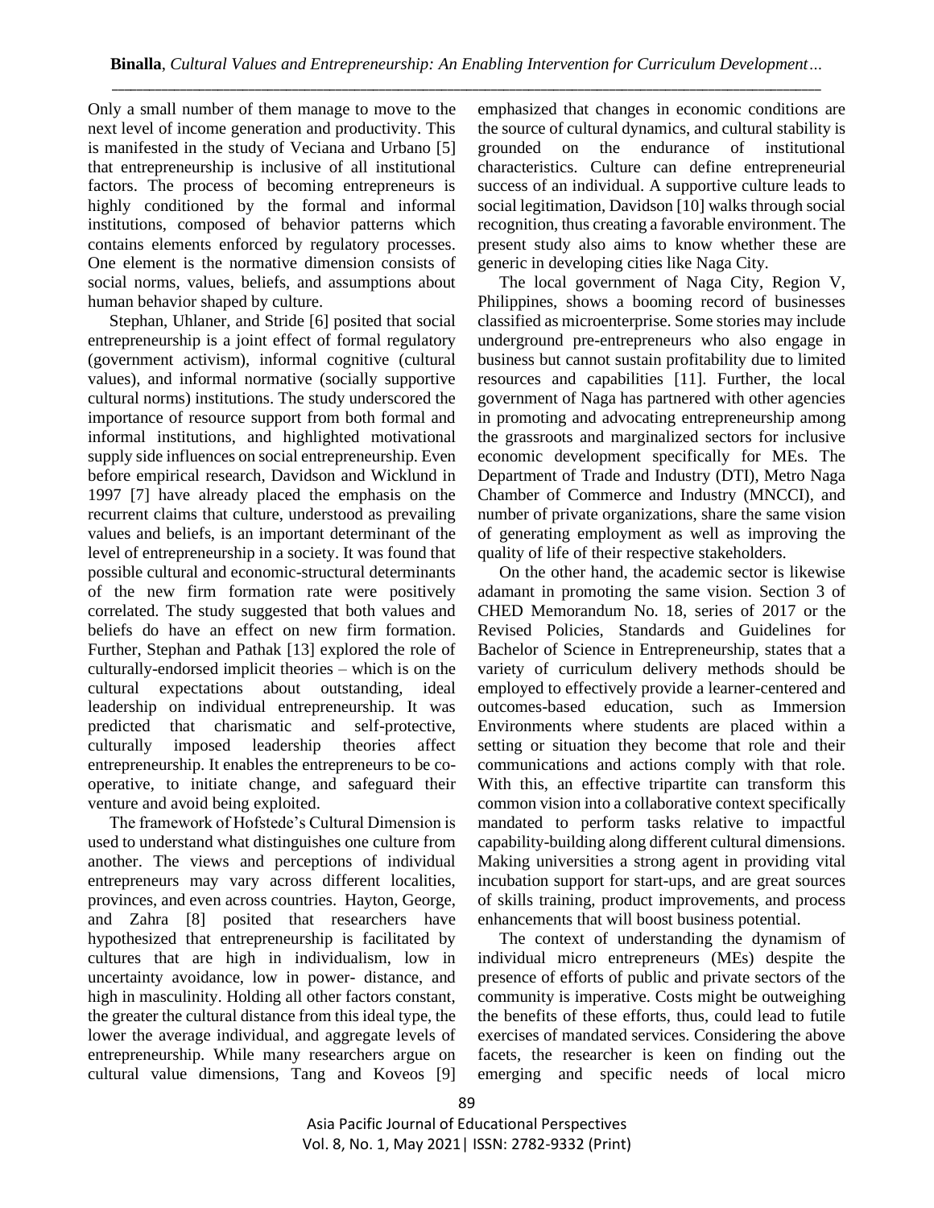Only a small number of them manage to move to the next level of income generation and productivity. This is manifested in the study of Veciana and Urbano [5] that entrepreneurship is inclusive of all institutional factors. The process of becoming entrepreneurs is highly conditioned by the formal and informal institutions, composed of behavior patterns which contains elements enforced by regulatory processes. One element is the normative dimension consists of social norms, values, beliefs, and assumptions about human behavior shaped by culture.

Stephan, Uhlaner, and Stride [6] posited that social entrepreneurship is a joint effect of formal regulatory (government activism), informal cognitive (cultural values), and informal normative (socially supportive cultural norms) institutions. The study underscored the importance of resource support from both formal and informal institutions, and highlighted motivational supply side influences on social entrepreneurship. Even before empirical research, Davidson and Wicklund in 1997 [7] have already placed the emphasis on the recurrent claims that culture, understood as prevailing values and beliefs, is an important determinant of the level of entrepreneurship in a society. It was found that possible cultural and economic-structural determinants of the new firm formation rate were positively correlated. The study suggested that both values and beliefs do have an effect on new firm formation. Further, Stephan and Pathak [13] explored the role of culturally-endorsed implicit theories – which is on the cultural expectations about outstanding, ideal leadership on individual entrepreneurship. It was predicted that charismatic and self-protective, culturally imposed leadership theories affect entrepreneurship. It enables the entrepreneurs to be co-operative, to initiate change, and safeguard their venture and avoid being exploited.

The framework of Hofstede's Cultural Dimension is used to understand what distinguishes one culture from another. The views and perceptions of individual entrepreneurs may vary across different localities, provinces, and even across countries. Hayton, George, and Zahra [8] posited that researchers have hypothesized that entrepreneurship is facilitated by cultures that are high in individualism, low in uncertainty avoidance, low in power- distance, and high in masculinity. Holding all other factors constant, the greater the cultural distance from this ideal type, the lower the average individual, and aggregate levels of entrepreneurship. While many researchers argue on cultural value dimensions, Tang and Koveos [9] emphasized that changes in economic conditions are the source of cultural dynamics, and cultural stability is grounded on the endurance of institutional characteristics. Culture can define entrepreneurial success of an individual. A supportive culture leads to social legitimation, Davidson [10] walks through social recognition, thus creating a favorable environment. The present study also aims to know whether these are generic in developing cities like Naga City.

The local government of Naga City, Region V, Philippines, shows a booming record of businesses classified as microenterprise. Some stories may include underground pre-entrepreneurs who also engage in business but cannot sustain profitability due to limited resources and capabilities [11]. Further, the local government of Naga has partnered with other agencies in promoting and advocating entrepreneurship among the grassroots and marginalized sectors for inclusive economic development specifically for MEs. The Department of Trade and Industry (DTI), Metro Naga Chamber of Commerce and Industry (MNCCI), and number of private organizations, share the same vision of generating employment as well as improving the quality of life of their respective stakeholders.

On the other hand, the academic sector is likewise adamant in promoting the same vision. Section 3 of CHED Memorandum No. 18, series of 2017 or the Revised Policies, Standards and Guidelines for Bachelor of Science in Entrepreneurship, states that a variety of curriculum delivery methods should be employed to effectively provide a learner-centered and outcomes-based education, such as Immersion Environments where students are placed within a setting or situation they become that role and their communications and actions comply with that role. With this, an effective tripartite can transform this common vision into a collaborative context specifically mandated to perform tasks relative to impactful capability-building along different cultural dimensions. Making universities a strong agent in providing vital incubation support for start-ups, and are great sources of skills training, product improvements, and process enhancements that will boost business potential.

The context of understanding the dynamism of individual micro entrepreneurs (MEs) despite the presence of efforts of public and private sectors of the community is imperative. Costs might be outweighing the benefits of these efforts, thus, could lead to futile exercises of mandated services. Considering the above facets, the researcher is keen on finding out the emerging and specific needs of local micro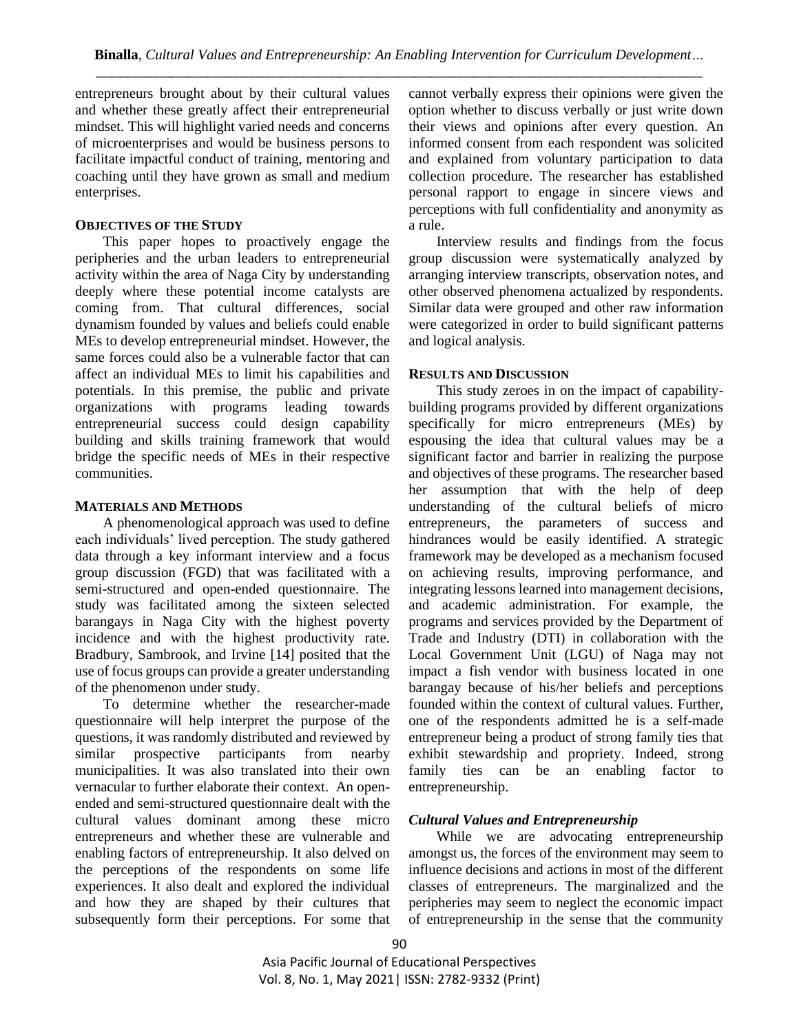entrepreneurs brought about by their cultural values and whether these greatly affect their entrepreneurial mindset. This will highlight varied needs and concerns of microenterprises and would be business persons to facilitate impactful conduct of training, mentoring and coaching until they have grown as small and medium enterprises.

## OBJECTIVES OF THE STUDY

This paper hopes to proactively engage the peripheries and the urban leaders to entrepreneurial activity within the area of Naga City by understanding deeply where these potential income catalysts are coming from. That cultural differences, social dynamism founded by values and beliefs could enable MEs to develop entrepreneurial mindset. However, the same forces could also be a vulnerable factor that can affect an individual MEs to limit his capabilities and potentials. In this premise, the public and private organizations with programs leading towards entrepreneurial success could design capability building and skills training framework that would bridge the specific needs of MEs in their respective communities.

## MATERIALS AND METHODS

A phenomenological approach was used to define each individuals' lived perception. The study gathered data through a key informant interview and a focus group discussion (FGD) that was facilitated with a semi-structured and open-ended questionnaire. The study was facilitated among the sixteen selected barangays in Naga City with the highest poverty incidence and with the highest productivity rate. Bradbury, Sambrook, and Irvine [14] posited that the use of focus groups can provide a greater understanding of the phenomenon under study.

To determine whether the researcher-made questionnaire will help interpret the purpose of the questions, it was randomly distributed and reviewed by similar prospective participants from nearby municipalities. It was also translated into their own vernacular to further elaborate their context. An open-ended and semi-structured questionnaire dealt with the cultural values dominant among these micro entrepreneurs and whether these are vulnerable and enabling factors of entrepreneurship. It also delved on the perceptions of the respondents on some life experiences. It also dealt and explored the individual and how they are shaped by their cultures that subsequently form their perceptions. For some that cannot verbally express their opinions were given the option whether to discuss verbally or just write down their views and opinions after every question. An informed consent from each respondent was solicited and explained from voluntary participation to data collection procedure. The researcher has established personal rapport to engage in sincere views and perceptions with full confidentiality and anonymity as a rule.

Interview results and findings from the focus group discussion were systematically analyzed by arranging interview transcripts, observation notes, and other observed phenomena actualized by respondents. Similar data were grouped and other raw information were categorized in order to build significant patterns and logical analysis.

## RESULTS AND DISCUSSION

This study zeroes in on the impact of capability-building programs provided by different organizations specifically for micro entrepreneurs (MEs) by espousing the idea that cultural values may be a significant factor and barrier in realizing the purpose and objectives of these programs. The researcher based her assumption that with the help of deep understanding of the cultural beliefs of micro entrepreneurs, the parameters of success and hindrances would be easily identified. A strategic framework may be developed as a mechanism focused on achieving results, improving performance, and integrating lessons learned into management decisions, and academic administration. For example, the programs and services provided by the Department of Trade and Industry (DTI) in collaboration with the Local Government Unit (LGU) of Naga may not impact a fish vendor with business located in one barangay because of his/her beliefs and perceptions founded within the context of cultural values. Further, one of the respondents admitted he is a self-made entrepreneur being a product of strong family ties that exhibit stewardship and propriety. Indeed, strong family ties can be an enabling factor to entrepreneurship.

### *Cultural Values and Entrepreneurship*

While we are advocating entrepreneurship amongst us, the forces of the environment may seem to influence decisions and actions in most of the different classes of entrepreneurs. The marginalized and the peripheries may seem to neglect the economic impact of entrepreneurship in the sense that the community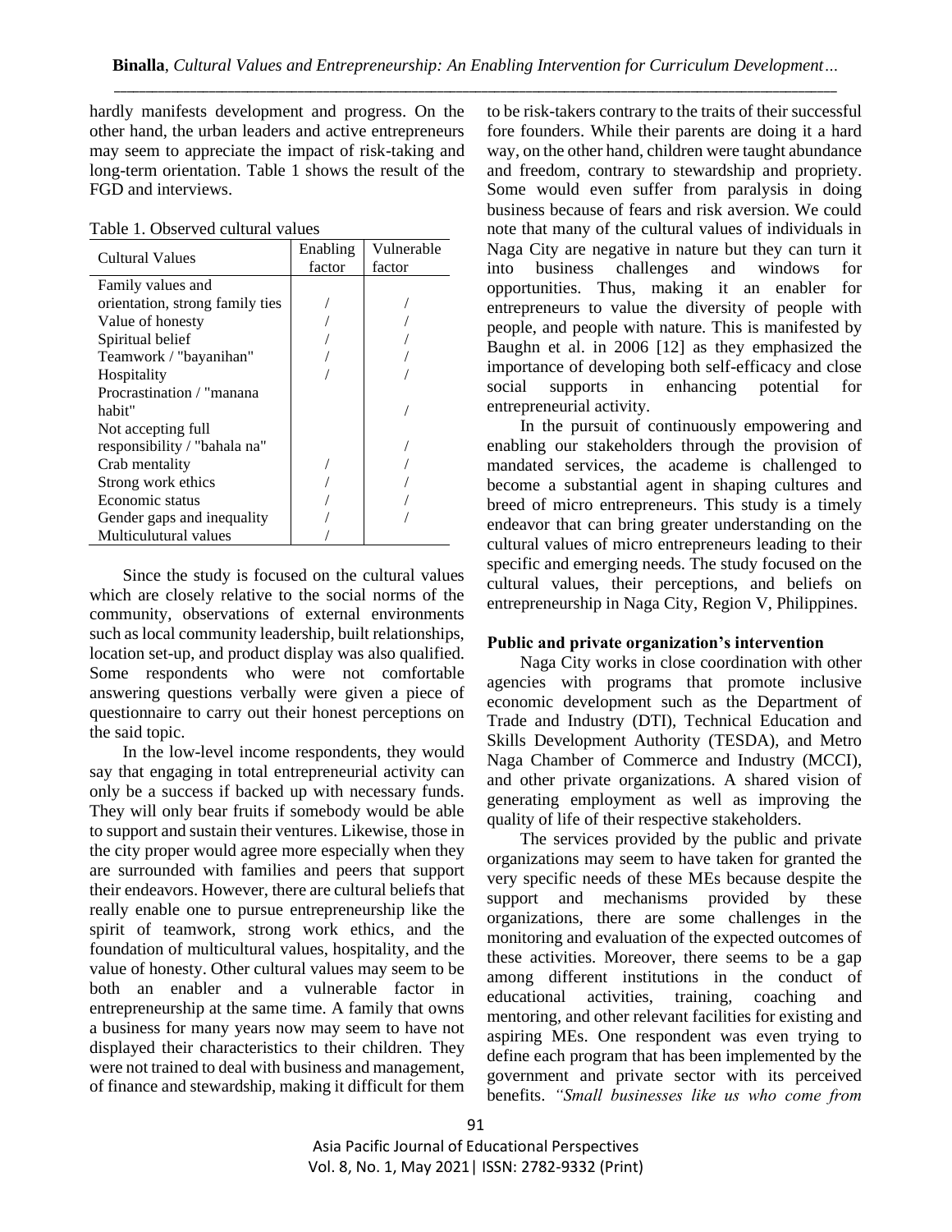hardly manifests development and progress. On the other hand, the urban leaders and active entrepreneurs may seem to appreciate the impact of risk-taking and long-term orientation. Table 1 shows the result of the FGD and interviews.

Table 1. Observed cultural values

| Cultural Values | Enabling factor | Vulnerable factor |
|---|---|---|
| Family values and orientation, strong family ties | / | / |
| Value of honesty | / | / |
| Spiritual belief | / | / |
| Teamwork / "bayanihan" | / | / |
| Hospitality | / | / |
| Procrastination / "manana habit" | | / |
| Not accepting full responsibility / "bahala na" | | / |
| Crab mentality | / | / |
| Strong work ethics | / | / |
| Economic status | / | / |
| Gender gaps and inequality | / | / |
| Multicolutural values | / | |

Since the study is focused on the cultural values which are closely relative to the social norms of the community, observations of external environments such as local community leadership, built relationships, location set-up, and product display was also qualified. Some respondents who were not comfortable answering questions verbally were given a piece of questionnaire to carry out their honest perceptions on the said topic.

In the low-level income respondents, they would say that engaging in total entrepreneurial activity can only be a success if backed up with necessary funds. They will only bear fruits if somebody would be able to support and sustain their ventures. Likewise, those in the city proper would agree more especially when they are surrounded with families and peers that support their endeavors. However, there are cultural beliefs that really enable one to pursue entrepreneurship like the spirit of teamwork, strong work ethics, and the foundation of multicultural values, hospitality, and the value of honesty. Other cultural values may seem to be both an enabler and a vulnerable factor in entrepreneurship at the same time. A family that owns a business for many years now may seem to have not displayed their characteristics to their children. They were not trained to deal with business and management, of finance and stewardship, making it difficult for them to be risk-takers contrary to the traits of their successful fore founders. While their parents are doing it a hard way, on the other hand, children were taught abundance and freedom, contrary to stewardship and propriety. Some would even suffer from paralysis in doing business because of fears and risk aversion. We could note that many of the cultural values of individuals in Naga City are negative in nature but they can turn it into business challenges and windows for opportunities. Thus, making it an enabler for entrepreneurs to value the diversity of people with people, and people with nature. This is manifested by Baughn et al. in 2006 [12] as they emphasized the importance of developing both self-efficacy and close social supports in enhancing potential for entrepreneurial activity.

In the pursuit of continuously empowering and enabling our stakeholders through the provision of mandated services, the academe is challenged to become a substantial agent in shaping cultures and breed of micro entrepreneurs. This study is a timely endeavor that can bring greater understanding on the cultural values of micro entrepreneurs leading to their specific and emerging needs. The study focused on the cultural values, their perceptions, and beliefs on entrepreneurship in Naga City, Region V, Philippines.

**Public and private organization's intervention**

Naga City works in close coordination with other agencies with programs that promote inclusive economic development such as the Department of Trade and Industry (DTI), Technical Education and Skills Development Authority (TESDA), and Metro Naga Chamber of Commerce and Industry (MCCI), and other private organizations. A shared vision of generating employment as well as improving the quality of life of their respective stakeholders.

The services provided by the public and private organizations may seem to have taken for granted the very specific needs of these MEs because despite the support and mechanisms provided by these organizations, there are some challenges in the monitoring and evaluation of the expected outcomes of these activities. Moreover, there seems to be a gap among different institutions in the conduct of educational activities, training, coaching and mentoring, and other relevant facilities for existing and aspiring MEs. One respondent was even trying to define each program that has been implemented by the government and private sector with its perceived benefits. *"Small businesses like us who come from*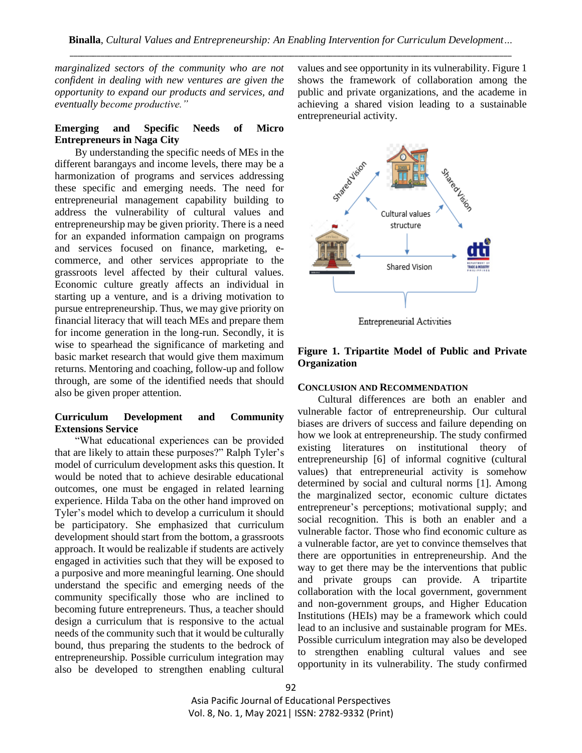*marginalized sectors of the community who are not confident in dealing with new ventures are given the opportunity to expand our products and services, and eventually become productive."*

### Emerging and Specific Needs of Micro Entrepreneurs in Naga City

By understanding the specific needs of MEs in the different barangays and income levels, there may be a harmonization of programs and services addressing these specific and emerging needs. The need for entrepreneurial management capability building to address the vulnerability of cultural values and entrepreneurship may be given priority. There is a need for an expanded information campaign on programs and services focused on finance, marketing, e-commerce, and other services appropriate to the grassroots level affected by their cultural values. Economic culture greatly affects an individual in starting up a venture, and is a driving motivation to pursue entrepreneurship. Thus, we may give priority on financial literacy that will teach MEs and prepare them for income generation in the long-run. Secondly, it is wise to spearhead the significance of marketing and basic market research that would give them maximum returns. Mentoring and coaching, follow-up and follow through, are some of the identified needs that should also be given proper attention.

### Curriculum Development and Community Extensions Service

"What educational experiences can be provided that are likely to attain these purposes?" Ralph Tyler's model of curriculum development asks this question. It would be noted that to achieve desirable educational outcomes, one must be engaged in related learning experience. Hilda Taba on the other hand improved on Tyler's model which to develop a curriculum it should be participatory. She emphasized that curriculum development should start from the bottom, a grassroots approach. It would be realizable if students are actively engaged in activities such that they will be exposed to a purposive and more meaningful learning. One should understand the specific and emerging needs of the community specifically those who are inclined to becoming future entrepreneurs. Thus, a teacher should design a curriculum that is responsive to the actual needs of the community such that it would be culturally bound, thus preparing the students to the bedrock of entrepreneurship. Possible curriculum integration may also be developed to strengthen enabling cultural values and see opportunity in its vulnerability. Figure 1 shows the framework of collaboration among the public and private organizations, and the academe in achieving a shared vision leading to a sustainable entrepreneurial activity.

**Figure 1. Tripartite Model of Public and Private Organization**

## CONCLUSION AND RECOMMENDATION

Cultural differences are both an enabler and vulnerable factor of entrepreneurship. Our cultural biases are drivers of success and failure depending on how we look at entrepreneurship. The study confirmed existing literatures on institutional theory of entrepreneurship [6] of informal cognitive (cultural values) that entrepreneurial activity is somehow determined by social and cultural norms [1]. Among the marginalized sector, economic culture dictates entrepreneur's perceptions; motivational supply; and social recognition. This is both an enabler and a vulnerable factor. Those who find economic culture as a vulnerable factor, are yet to convince themselves that there are opportunities in entrepreneurship. And the way to get there may be the interventions that public and private groups can provide. A tripartite collaboration with the local government, government and non-government groups, and Higher Education Institutions (HEIs) may be a framework which could lead to an inclusive and sustainable program for MEs. Possible curriculum integration may also be developed to strengthen enabling cultural values and see opportunity in its vulnerability. The study confirmed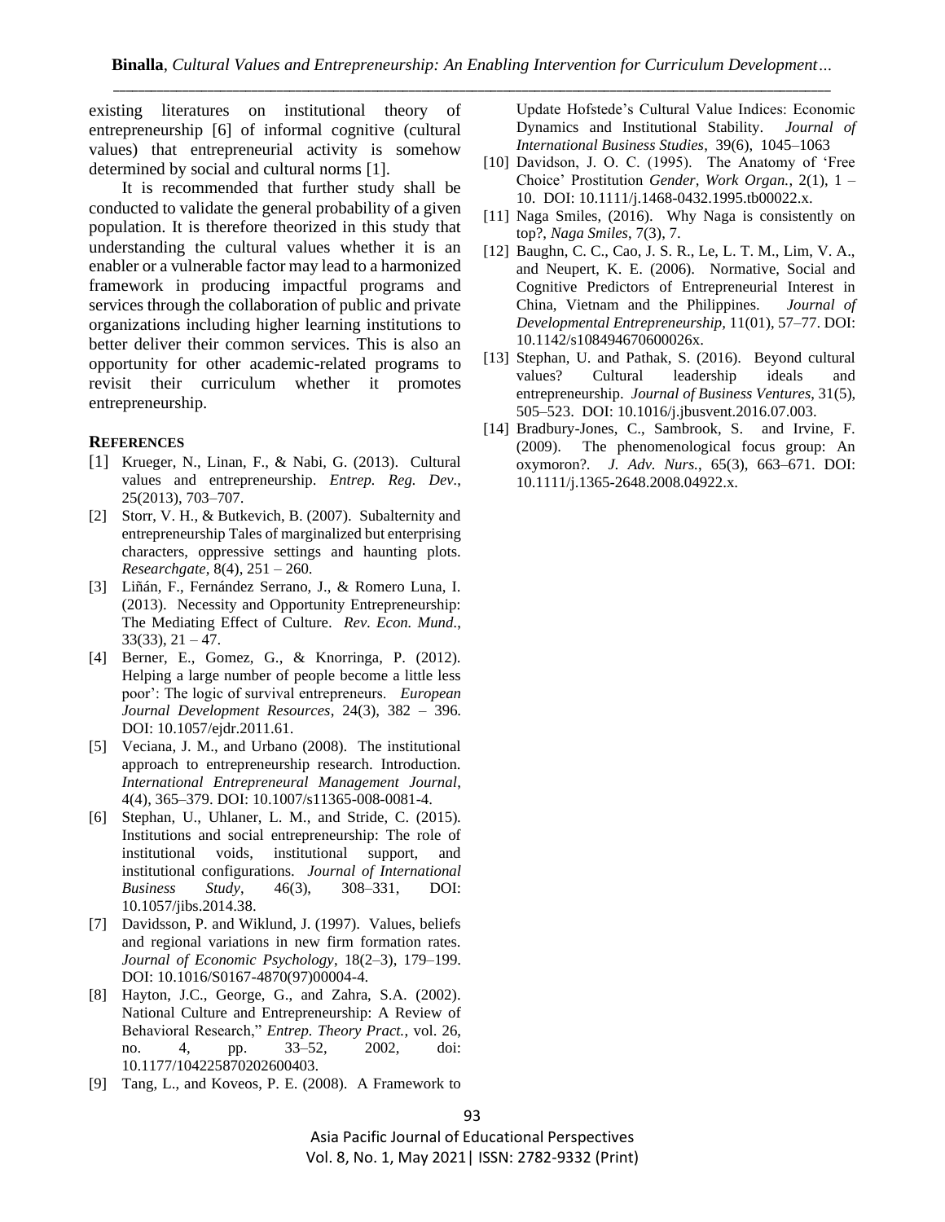existing literatures on institutional theory of entrepreneurship [6] of informal cognitive (cultural values) that entrepreneurial activity is somehow determined by social and cultural norms [1].

It is recommended that further study shall be conducted to validate the general probability of a given population. It is therefore theorized in this study that understanding the cultural values whether it is an enabler or a vulnerable factor may lead to a harmonized framework in producing impactful programs and services through the collaboration of public and private organizations including higher learning institutions to better deliver their common services. This is also an opportunity for other academic-related programs to revisit their curriculum whether it promotes entrepreneurship.

## REFERENCES

[1] Krueger, N., Linan, F., & Nabi, G. (2013). Cultural values and entrepreneurship. *Entrep. Reg. Dev.*, 25(2013), 703–707.

[2] Storr, V. H., & Butkevich, B. (2007). Subalternity and entrepreneurship Tales of marginalized but enterprising characters, oppressive settings and haunting plots. *Researchgate*, 8(4), 251 – 260.

[3] Liñán, F., Fernández Serrano, J., & Romero Luna, I. (2013). Necessity and Opportunity Entrepreneurship: The Mediating Effect of Culture. *Rev. Econ. Mund.*, 33(33), 21 – 47.

[4] Berner, E., Gomez, G., & Knorringa, P. (2012). Helping a large number of people become a little less poor': The logic of survival entrepreneurs. *European Journal Development Resources*, 24(3), 382 – 396. DOI: 10.1057/ejdr.2011.61.

[5] Veciana, J. M., and Urbano (2008). The institutional approach to entrepreneurship research. Introduction. *International Entrepreneural Management Journal*, 4(4), 365–379. DOI: 10.1007/s11365-008-0081-4.

[6] Stephan, U., Uhlaner, L. M., and Stride, C. (2015). Institutions and social entrepreneurship: The role of institutional voids, institutional support, and institutional configurations. *Journal of International Business Study*, 46(3), 308–331, DOI: 10.1057/jibs.2014.38.

[7] Davidsson, P. and Wiklund, J. (1997). Values, beliefs and regional variations in new firm formation rates. *Journal of Economic Psychology*, 18(2–3), 179–199. DOI: 10.1016/S0167-4870(97)00004-4.

[8] Hayton, J.C., George, G., and Zahra, S.A. (2002). National Culture and Entrepreneurship: A Review of Behavioral Research," *Entrep. Theory Pract.*, vol. 26, no. 4, pp. 33–52, 2002, doi: 10.1177/104225870202600403.

[9] Tang, L., and Koveos, P. E. (2008). A Framework to Update Hofstede's Cultural Value Indices: Economic Dynamics and Institutional Stability. *Journal of International Business Studies*, 39(6), 1045–1063

[10] Davidson, J. O. C. (1995). The Anatomy of 'Free Choice' Prostitution *Gender, Work Organ.*, 2(1), 1 – 10. DOI: 10.1111/j.1468-0432.1995.tb00022.x.

[11] Naga Smiles, (2016). Why Naga is consistently on top?, *Naga Smiles*, 7(3), 7.

[12] Baughn, C. C., Cao, J. S. R., Le, L. T. M., Lim, V. A., and Neupert, K. E. (2006). Normative, Social and Cognitive Predictors of Entrepreneurial Interest in China, Vietnam and the Philippines. *Journal of Developmental Entrepreneurship*, 11(01), 57–77. DOI: 10.1142/s108494670600026x.

[13] Stephan, U. and Pathak, S. (2016). Beyond cultural values? Cultural leadership ideals and entrepreneurship. *Journal of Business Ventures*, 31(5), 505–523. DOI: 10.1016/j.jbusvent.2016.07.003.

[14] Bradbury-Jones, C., Sambrook, S. and Irvine, F. (2009). The phenomenological focus group: An oxymoron?. *J. Adv. Nurs.*, 65(3), 663–671. DOI: 10.1111/j.1365-2648.2008.04922.x.